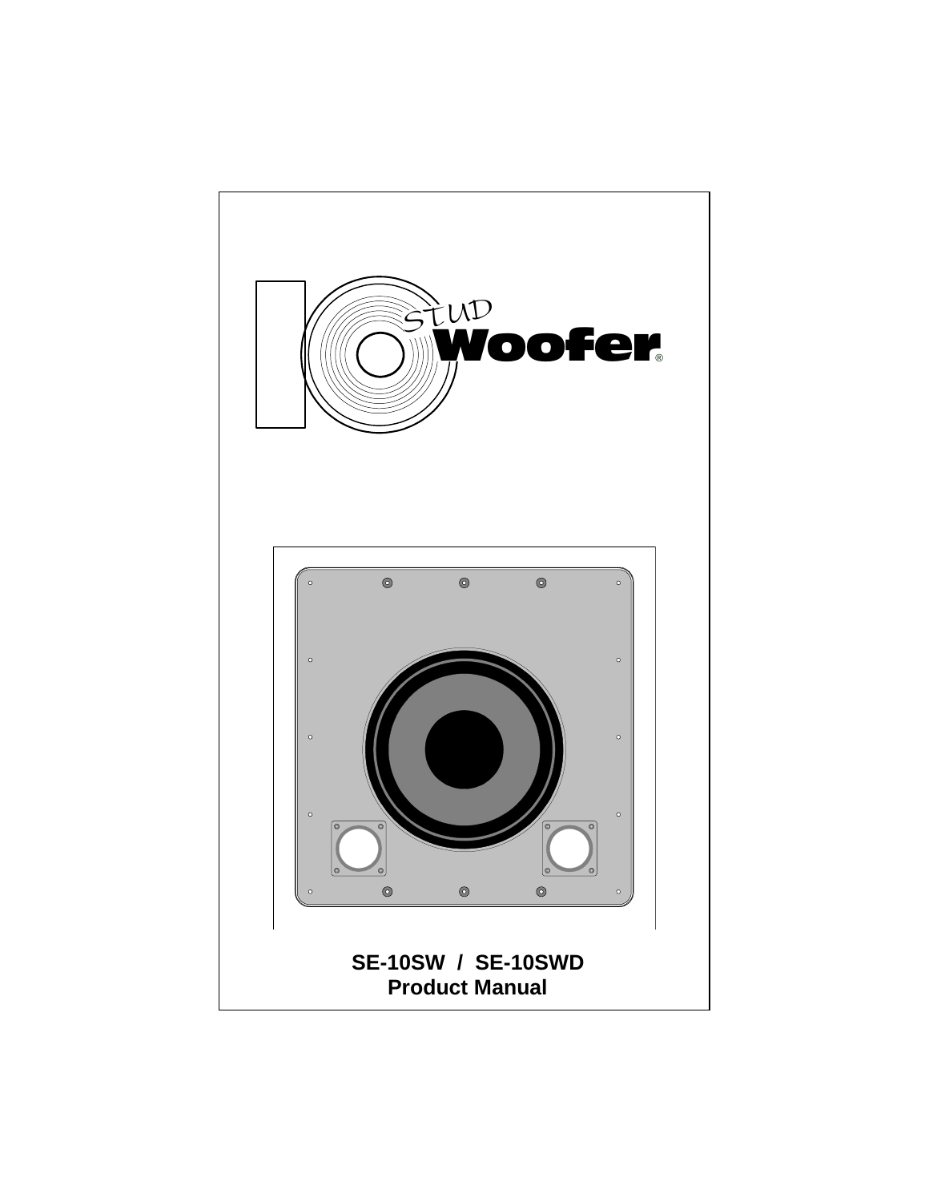STUD Woofer®

**SE-10SW / SE-10SWD**
**Product Manual**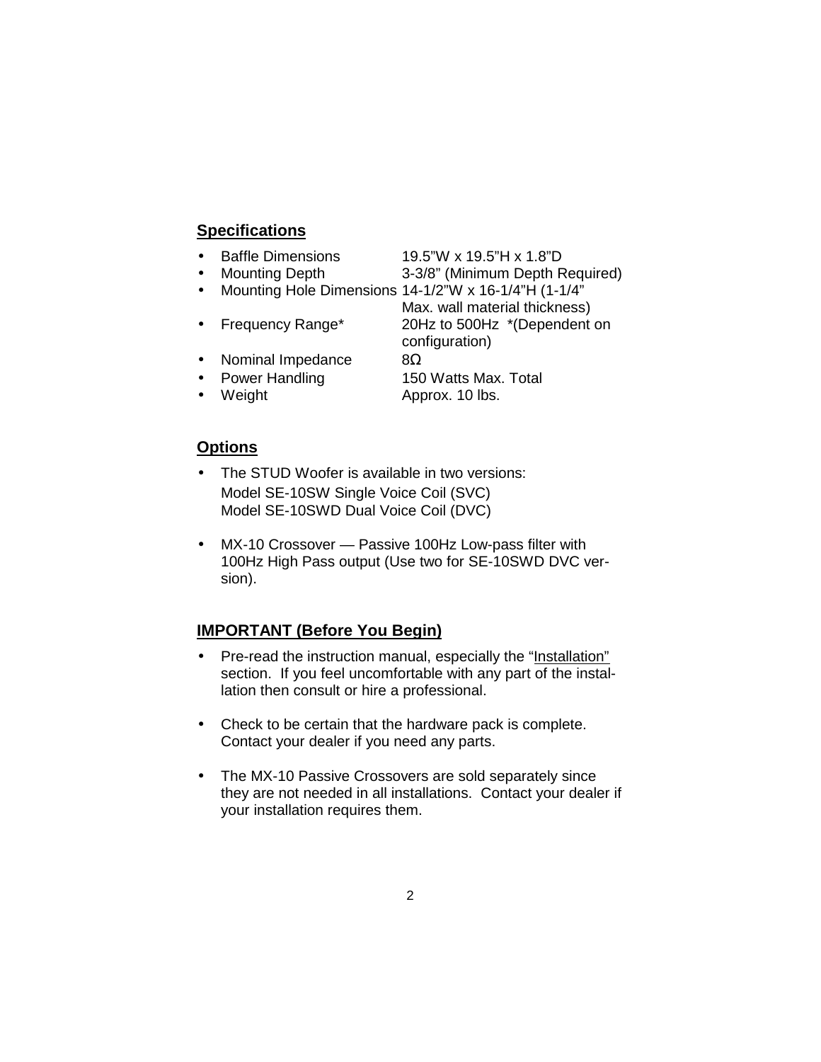## Specifications

- Baffle Dimensions 19.5"W x 19.5"H x 1.8"D
- Mounting Depth 3-3/8" (Minimum Depth Required)
- Mounting Hole Dimensions 14-1/2"W x 16-1/4"H (1-1/4" Max. wall material thickness)
- Frequency Range* 20Hz to 500Hz *(Dependent on configuration)
- Nominal Impedance 8Ω
- Power Handling 150 Watts Max. Total
- Weight Approx. 10 lbs.

## Options

- The STUD Woofer is available in two versions:
  Model SE-10SW Single Voice Coil (SVC)
  Model SE-10SWD Dual Voice Coil (DVC)

- MX-10 Crossover — Passive 100Hz Low-pass filter with 100Hz High Pass output (Use two for SE-10SWD DVC version).

## IMPORTANT (Before You Begin)

- Pre-read the instruction manual, especially the "Installation" section. If you feel uncomfortable with any part of the installation then consult or hire a professional.

- Check to be certain that the hardware pack is complete. Contact your dealer if you need any parts.

- The MX-10 Passive Crossovers are sold separately since they are not needed in all installations. Contact your dealer if your installation requires them.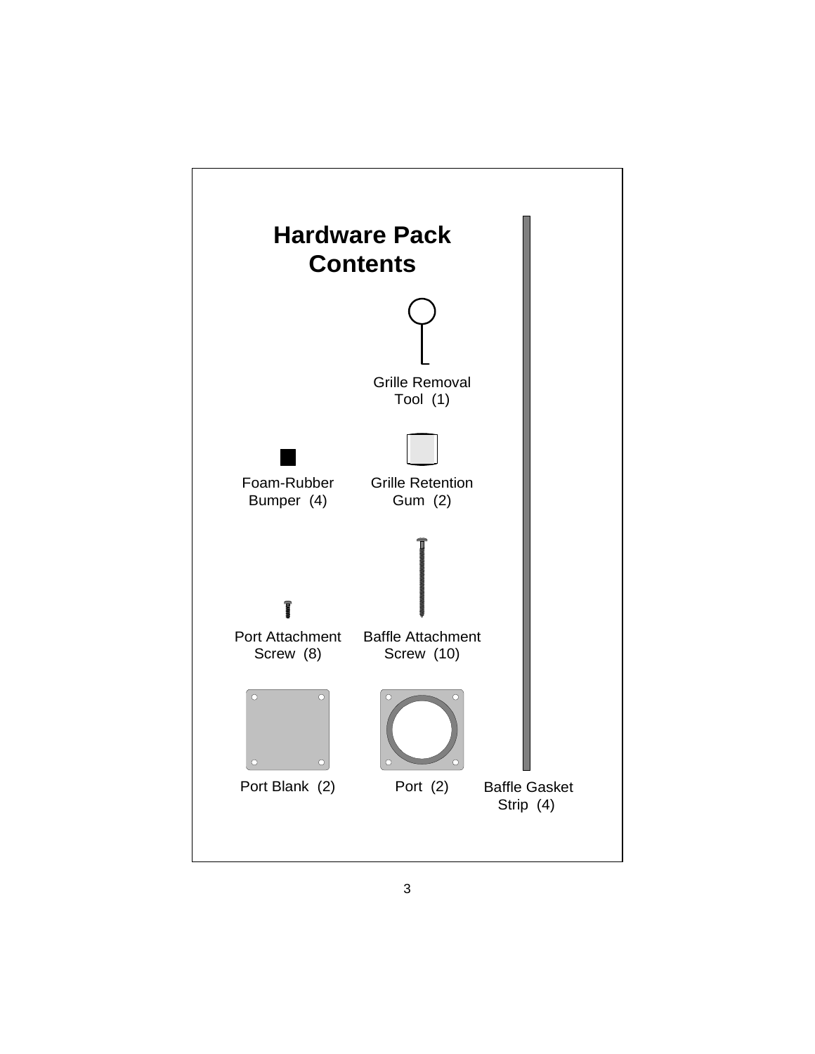# Hardware Pack Contents

Grille Removal Tool (1)

Foam-Rubber Bumper (4)

Grille Retention Gum (2)

Port Attachment Screw (8)

Baffle Attachment Screw (10)

Port Blank (2)

Port (2)

Baffle Gasket Strip (4)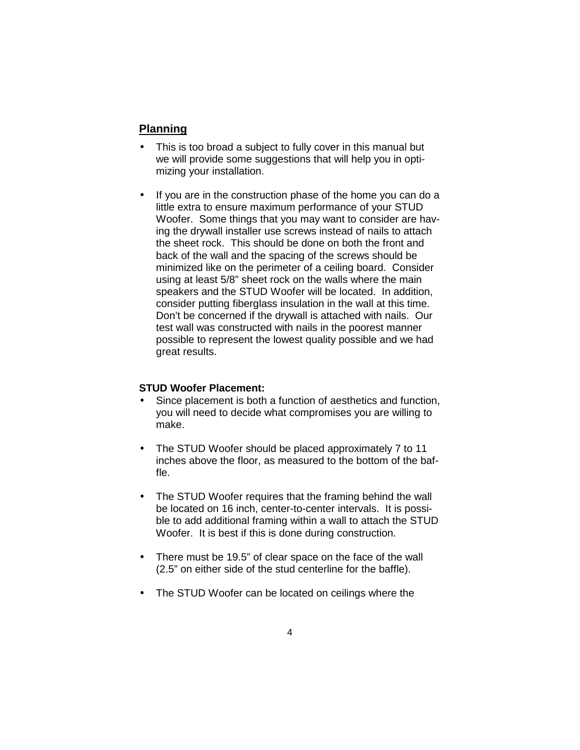## Planning

- This is too broad a subject to fully cover in this manual but we will provide some suggestions that will help you in optimizing your installation.

- If you are in the construction phase of the home you can do a little extra to ensure maximum performance of your STUD Woofer. Some things that you may want to consider are having the drywall installer use screws instead of nails to attach the sheet rock. This should be done on both the front and back of the wall and the spacing of the screws should be minimized like on the perimeter of a ceiling board. Consider using at least 5/8" sheet rock on the walls where the main speakers and the STUD Woofer will be located. In addition, consider putting fiberglass insulation in the wall at this time. Don't be concerned if the drywall is attached with nails. Our test wall was constructed with nails in the poorest manner possible to represent the lowest quality possible and we had great results.

**STUD Woofer Placement:**

- Since placement is both a function of aesthetics and function, you will need to decide what compromises you are willing to make.

- The STUD Woofer should be placed approximately 7 to 11 inches above the floor, as measured to the bottom of the baffle.

- The STUD Woofer requires that the framing behind the wall be located on 16 inch, center-to-center intervals. It is possible to add additional framing within a wall to attach the STUD Woofer. It is best if this is done during construction.

- There must be 19.5" of clear space on the face of the wall (2.5" on either side of the stud centerline for the baffle).

- The STUD Woofer can be located on ceilings where the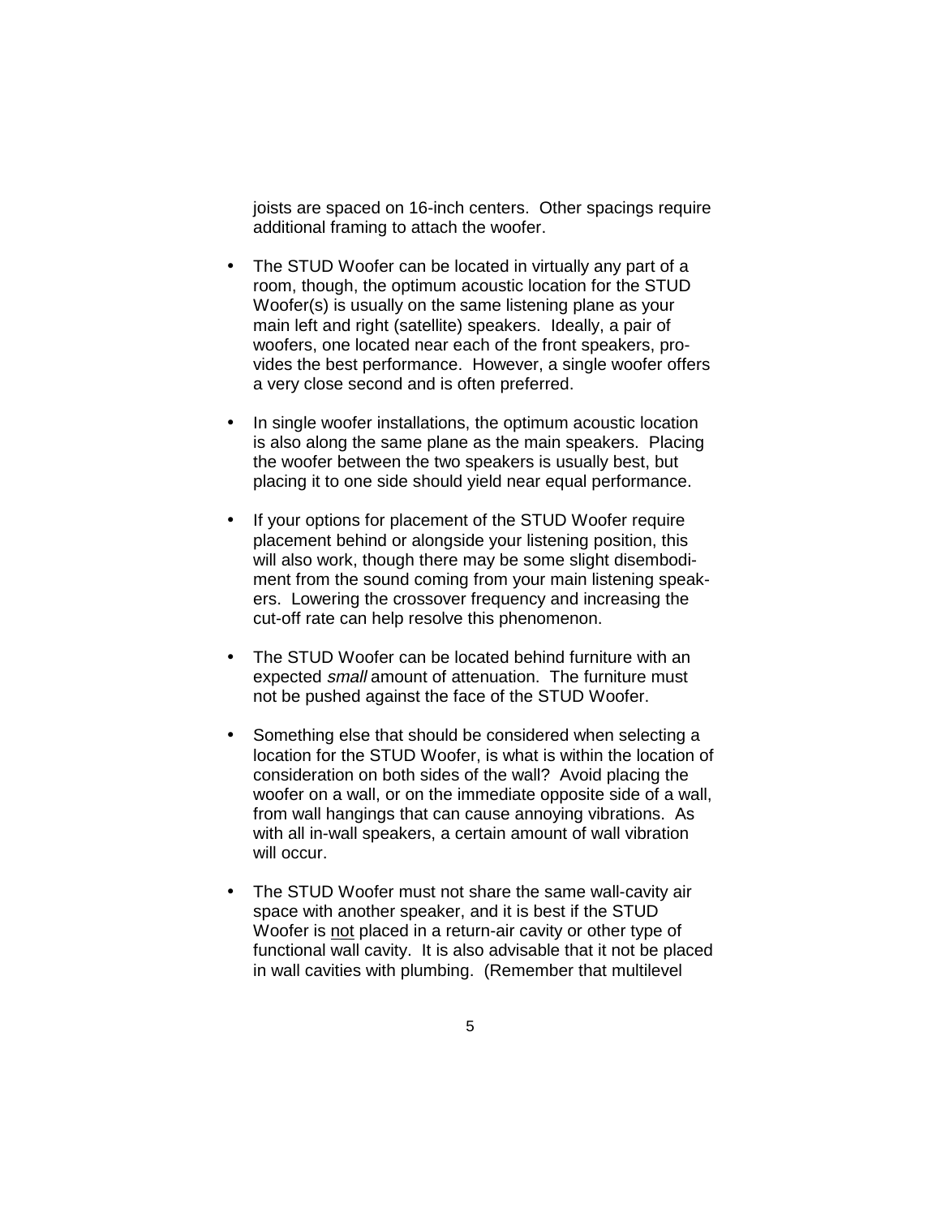joists are spaced on 16-inch centers. Other spacings require additional framing to attach the woofer.

- The STUD Woofer can be located in virtually any part of a room, though, the optimum acoustic location for the STUD Woofer(s) is usually on the same listening plane as your main left and right (satellite) speakers. Ideally, a pair of woofers, one located near each of the front speakers, provides the best performance. However, a single woofer offers a very close second and is often preferred.

- In single woofer installations, the optimum acoustic location is also along the same plane as the main speakers. Placing the woofer between the two speakers is usually best, but placing it to one side should yield near equal performance.

- If your options for placement of the STUD Woofer require placement behind or alongside your listening position, this will also work, though there may be some slight disembodiment from the sound coming from your main listening speakers. Lowering the crossover frequency and increasing the cut-off rate can help resolve this phenomenon.

- The STUD Woofer can be located behind furniture with an expected *small* amount of attenuation. The furniture must not be pushed against the face of the STUD Woofer.

- Something else that should be considered when selecting a location for the STUD Woofer, is what is within the location of consideration on both sides of the wall? Avoid placing the woofer on a wall, or on the immediate opposite side of a wall, from wall hangings that can cause annoying vibrations. As with all in-wall speakers, a certain amount of wall vibration will occur.

- The STUD Woofer must not share the same wall-cavity air space with another speaker, and it is best if the STUD Woofer is <u>not</u> placed in a return-air cavity or other type of functional wall cavity. It is also advisable that it not be placed in wall cavities with plumbing. (Remember that multilevel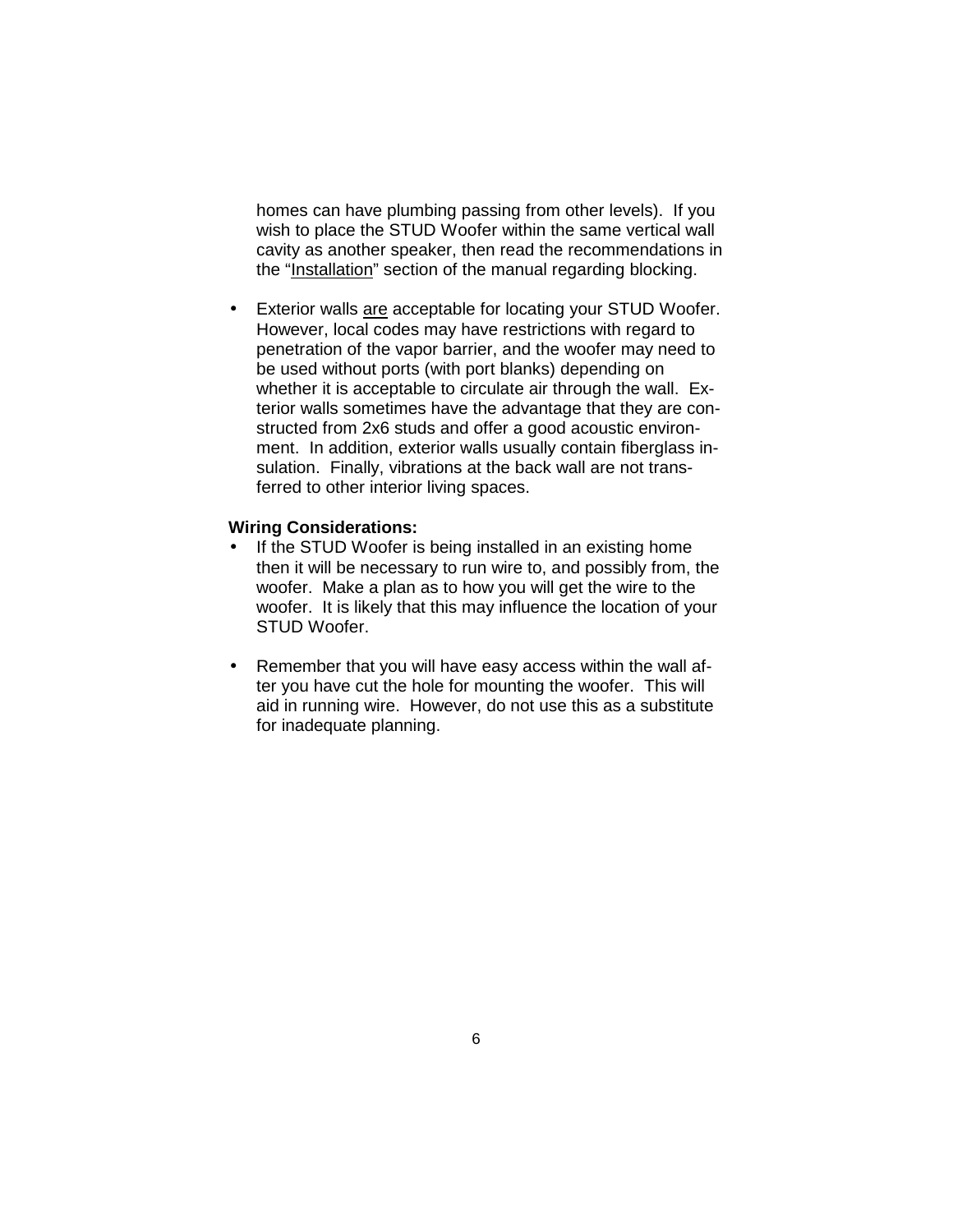homes can have plumbing passing from other levels). If you wish to place the STUD Woofer within the same vertical wall cavity as another speaker, then read the recommendations in the "Installation" section of the manual regarding blocking.

- Exterior walls are acceptable for locating your STUD Woofer. However, local codes may have restrictions with regard to penetration of the vapor barrier, and the woofer may need to be used without ports (with port blanks) depending on whether it is acceptable to circulate air through the wall. Exterior walls sometimes have the advantage that they are constructed from 2x6 studs and offer a good acoustic environment. In addition, exterior walls usually contain fiberglass insulation. Finally, vibrations at the back wall are not transferred to other interior living spaces.

**Wiring Considerations:**

- If the STUD Woofer is being installed in an existing home then it will be necessary to run wire to, and possibly from, the woofer. Make a plan as to how you will get the wire to the woofer. It is likely that this may influence the location of your STUD Woofer.

- Remember that you will have easy access within the wall after you have cut the hole for mounting the woofer. This will aid in running wire. However, do not use this as a substitute for inadequate planning.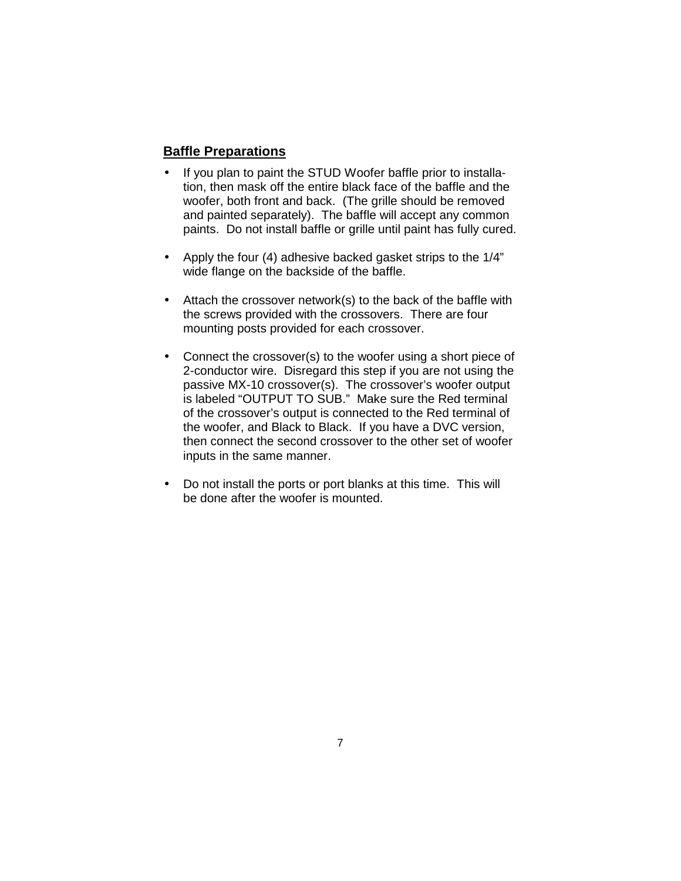## Baffle Preparations

- If you plan to paint the STUD Woofer baffle prior to installation, then mask off the entire black face of the baffle and the woofer, both front and back. (The grille should be removed and painted separately). The baffle will accept any common paints. Do not install baffle or grille until paint has fully cured.
- Apply the four (4) adhesive backed gasket strips to the 1/4" wide flange on the backside of the baffle.
- Attach the crossover network(s) to the back of the baffle with the screws provided with the crossovers. There are four mounting posts provided for each crossover.
- Connect the crossover(s) to the woofer using a short piece of 2-conductor wire. Disregard this step if you are not using the passive MX-10 crossover(s). The crossover's woofer output is labeled "OUTPUT TO SUB." Make sure the Red terminal of the crossover's output is connected to the Red terminal of the woofer, and Black to Black. If you have a DVC version, then connect the second crossover to the other set of woofer inputs in the same manner.
- Do not install the ports or port blanks at this time. This will be done after the woofer is mounted.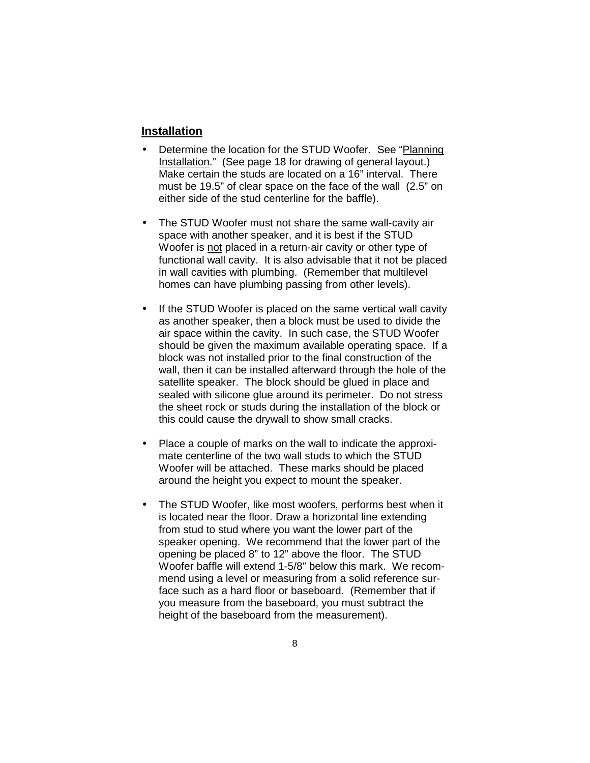## Installation

- Determine the location for the STUD Woofer. See "Planning Installation." (See page 18 for drawing of general layout.) Make certain the studs are located on a 16" interval. There must be 19.5" of clear space on the face of the wall (2.5" on either side of the stud centerline for the baffle).

- The STUD Woofer must not share the same wall-cavity air space with another speaker, and it is best if the STUD Woofer is not placed in a return-air cavity or other type of functional wall cavity. It is also advisable that it not be placed in wall cavities with plumbing. (Remember that multilevel homes can have plumbing passing from other levels).

- If the STUD Woofer is placed on the same vertical wall cavity as another speaker, then a block must be used to divide the air space within the cavity. In such case, the STUD Woofer should be given the maximum available operating space. If a block was not installed prior to the final construction of the wall, then it can be installed afterward through the hole of the satellite speaker. The block should be glued in place and sealed with silicone glue around its perimeter. Do not stress the sheet rock or studs during the installation of the block or this could cause the drywall to show small cracks.

- Place a couple of marks on the wall to indicate the approximate centerline of the two wall studs to which the STUD Woofer will be attached. These marks should be placed around the height you expect to mount the speaker.

- The STUD Woofer, like most woofers, performs best when it is located near the floor. Draw a horizontal line extending from stud to stud where you want the lower part of the speaker opening. We recommend that the lower part of the opening be placed 8" to 12" above the floor. The STUD Woofer baffle will extend 1-5/8" below this mark. We recommend using a level or measuring from a solid reference surface such as a hard floor or baseboard. (Remember that if you measure from the baseboard, you must subtract the height of the baseboard from the measurement).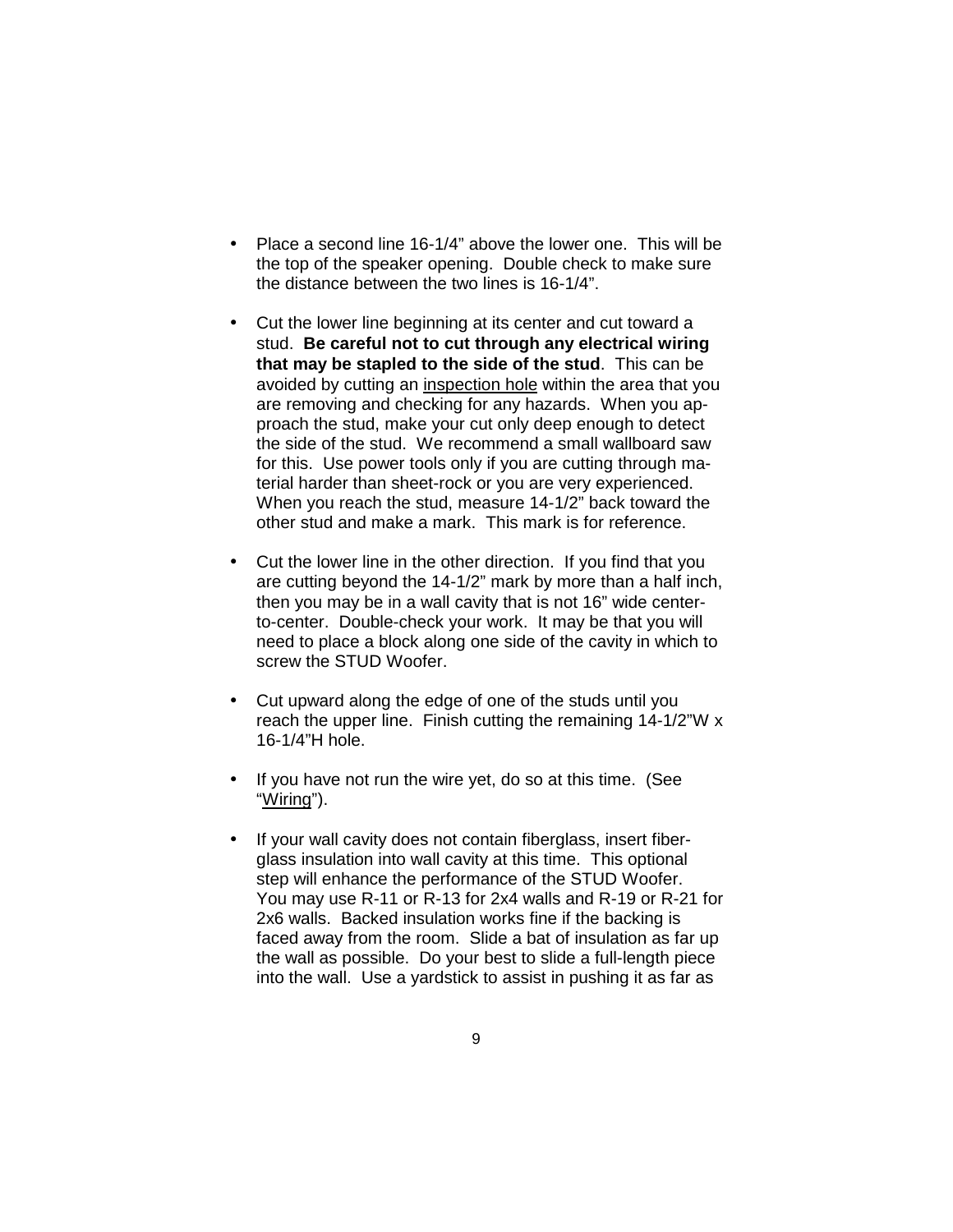- Place a second line 16-1/4" above the lower one. This will be the top of the speaker opening. Double check to make sure the distance between the two lines is 16-1/4".

- Cut the lower line beginning at its center and cut toward a stud. **Be careful not to cut through any electrical wiring that may be stapled to the side of the stud**. This can be avoided by cutting an inspection hole within the area that you are removing and checking for any hazards. When you approach the stud, make your cut only deep enough to detect the side of the stud. We recommend a small wallboard saw for this. Use power tools only if you are cutting through material harder than sheet-rock or you are very experienced. When you reach the stud, measure 14-1/2" back toward the other stud and make a mark. This mark is for reference.

- Cut the lower line in the other direction. If you find that you are cutting beyond the 14-1/2" mark by more than a half inch, then you may be in a wall cavity that is not 16" wide center-to-center. Double-check your work. It may be that you will need to place a block along one side of the cavity in which to screw the STUD Woofer.

- Cut upward along the edge of one of the studs until you reach the upper line. Finish cutting the remaining 14-1/2"W x 16-1/4"H hole.

- If you have not run the wire yet, do so at this time. (See "Wiring").

- If your wall cavity does not contain fiberglass, insert fiberglass insulation into wall cavity at this time. This optional step will enhance the performance of the STUD Woofer. You may use R-11 or R-13 for 2x4 walls and R-19 or R-21 for 2x6 walls. Backed insulation works fine if the backing is faced away from the room. Slide a bat of insulation as far up the wall as possible. Do your best to slide a full-length piece into the wall. Use a yardstick to assist in pushing it as far as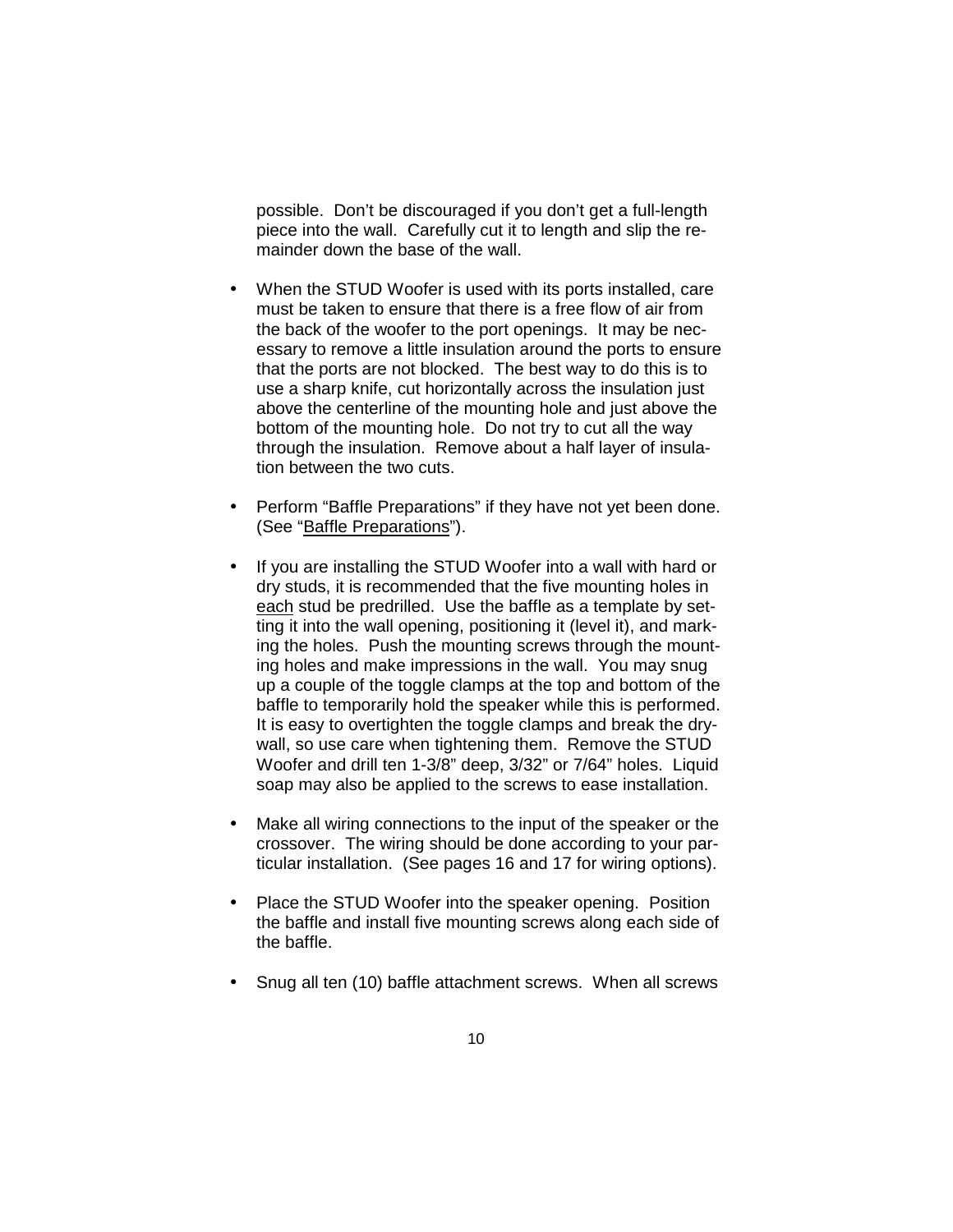possible. Don't be discouraged if you don't get a full-length piece into the wall. Carefully cut it to length and slip the remainder down the base of the wall.

- When the STUD Woofer is used with its ports installed, care must be taken to ensure that there is a free flow of air from the back of the woofer to the port openings. It may be necessary to remove a little insulation around the ports to ensure that the ports are not blocked. The best way to do this is to use a sharp knife, cut horizontally across the insulation just above the centerline of the mounting hole and just above the bottom of the mounting hole. Do not try to cut all the way through the insulation. Remove about a half layer of insulation between the two cuts.

- Perform "Baffle Preparations" if they have not yet been done. (See "Baffle Preparations").

- If you are installing the STUD Woofer into a wall with hard or dry studs, it is recommended that the five mounting holes in each stud be predrilled. Use the baffle as a template by setting it into the wall opening, positioning it (level it), and marking the holes. Push the mounting screws through the mounting holes and make impressions in the wall. You may snug up a couple of the toggle clamps at the top and bottom of the baffle to temporarily hold the speaker while this is performed. It is easy to overtighten the toggle clamps and break the drywall, so use care when tightening them. Remove the STUD Woofer and drill ten 1-3/8" deep, 3/32" or 7/64" holes. Liquid soap may also be applied to the screws to ease installation.

- Make all wiring connections to the input of the speaker or the crossover. The wiring should be done according to your particular installation. (See pages 16 and 17 for wiring options).

- Place the STUD Woofer into the speaker opening. Position the baffle and install five mounting screws along each side of the baffle.

- Snug all ten (10) baffle attachment screws. When all screws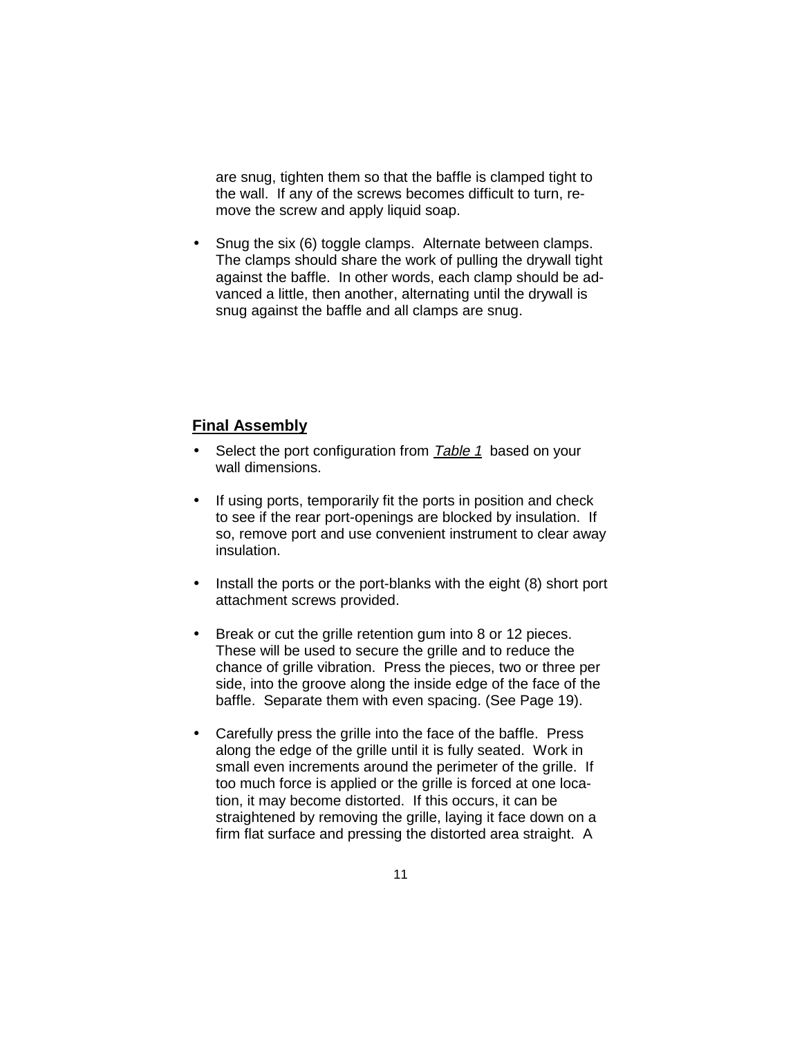are snug, tighten them so that the baffle is clamped tight to the wall. If any of the screws becomes difficult to turn, remove the screw and apply liquid soap.

- Snug the six (6) toggle clamps. Alternate between clamps. The clamps should share the work of pulling the drywall tight against the baffle. In other words, each clamp should be advanced a little, then another, alternating until the drywall is snug against the baffle and all clamps are snug.

## Final Assembly

- Select the port configuration from *Table 1* based on your wall dimensions.
- If using ports, temporarily fit the ports in position and check to see if the rear port-openings are blocked by insulation. If so, remove port and use convenient instrument to clear away insulation.
- Install the ports or the port-blanks with the eight (8) short port attachment screws provided.
- Break or cut the grille retention gum into 8 or 12 pieces. These will be used to secure the grille and to reduce the chance of grille vibration. Press the pieces, two or three per side, into the groove along the inside edge of the face of the baffle. Separate them with even spacing. (See Page 19).
- Carefully press the grille into the face of the baffle. Press along the edge of the grille until it is fully seated. Work in small even increments around the perimeter of the grille. If too much force is applied or the grille is forced at one location, it may become distorted. If this occurs, it can be straightened by removing the grille, laying it face down on a firm flat surface and pressing the distorted area straight. A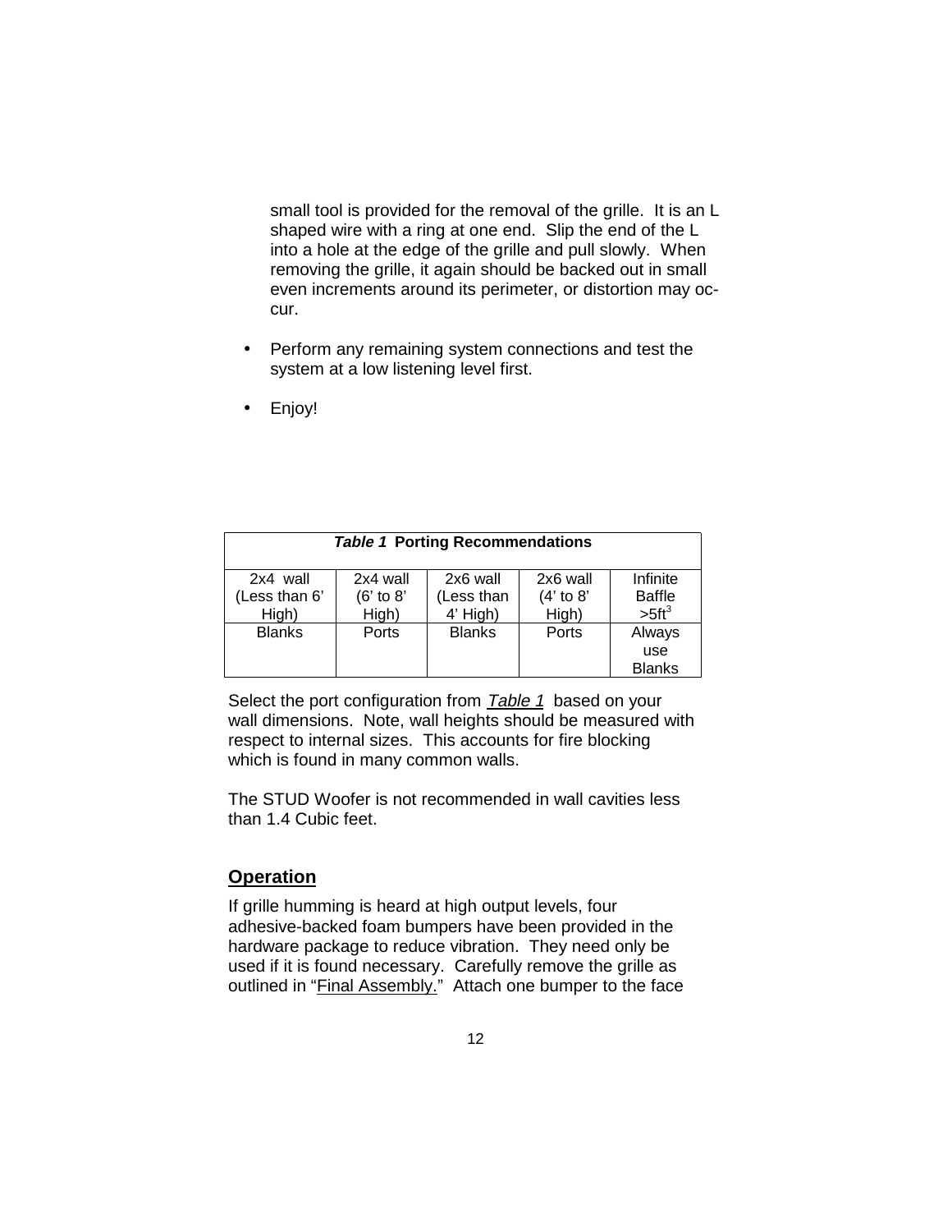small tool is provided for the removal of the grille. It is an L shaped wire with a ring at one end. Slip the end of the L into a hole at the edge of the grille and pull slowly. When removing the grille, it again should be backed out in small even increments around its perimeter, or distortion may occur.

- Perform any remaining system connections and test the system at a low listening level first.
- Enjoy!

***Table 1*** **Porting Recommendations**

| 2x4 wall (Less than 6' High) | 2x4 wall (6' to 8' High) | 2x6 wall (Less than 4' High) | 2x6 wall (4' to 8' High) | Infinite Baffle $>5ft^3$ |
|---|---|---|---|---|
| Blanks | Ports | Blanks | Ports | Always use Blanks |

Select the port configuration from *Table 1* based on your wall dimensions. Note, wall heights should be measured with respect to internal sizes. This accounts for fire blocking which is found in many common walls.

The STUD Woofer is not recommended in wall cavities less than 1.4 Cubic feet.

## Operation

If grille humming is heard at high output levels, four adhesive-backed foam bumpers have been provided in the hardware package to reduce vibration. They need only be used if it is found necessary. Carefully remove the grille as outlined in "Final Assembly." Attach one bumper to the face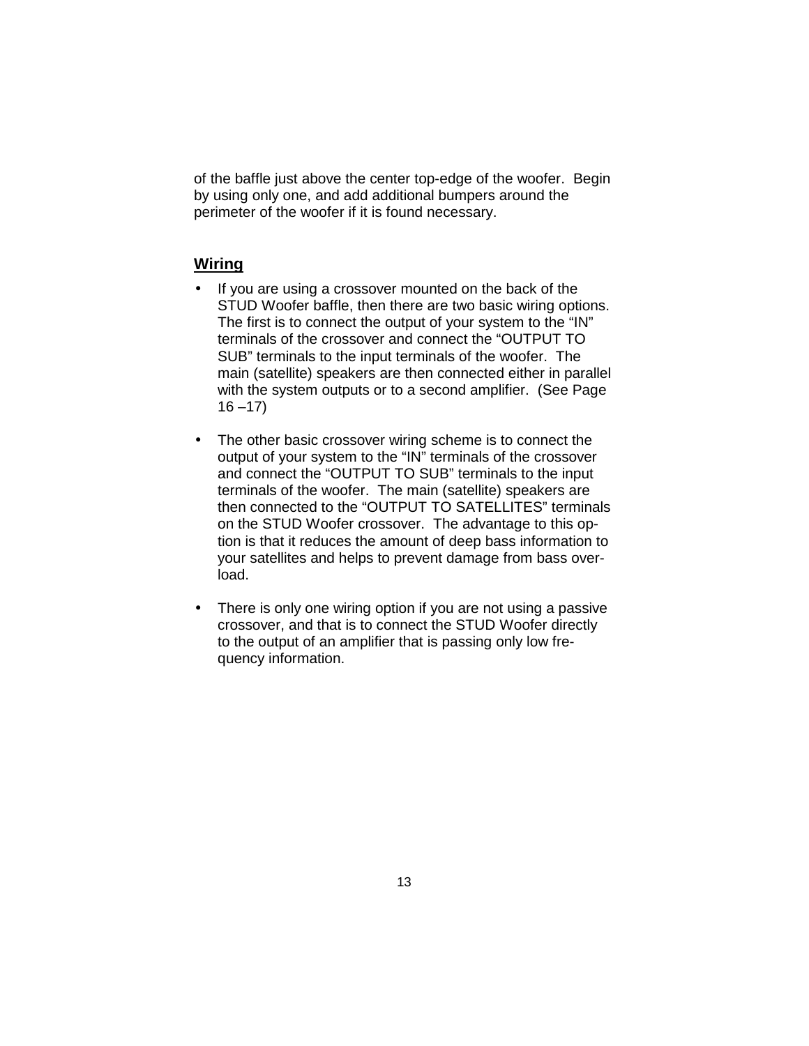of the baffle just above the center top-edge of the woofer. Begin by using only one, and add additional bumpers around the perimeter of the woofer if it is found necessary.

## **Wiring**

- If you are using a crossover mounted on the back of the STUD Woofer baffle, then there are two basic wiring options. The first is to connect the output of your system to the "IN" terminals of the crossover and connect the "OUTPUT TO SUB" terminals to the input terminals of the woofer. The main (satellite) speakers are then connected either in parallel with the system outputs or to a second amplifier. (See Page 16 –17)

- The other basic crossover wiring scheme is to connect the output of your system to the "IN" terminals of the crossover and connect the "OUTPUT TO SUB" terminals to the input terminals of the woofer. The main (satellite) speakers are then connected to the "OUTPUT TO SATELLITES" terminals on the STUD Woofer crossover. The advantage to this option is that it reduces the amount of deep bass information to your satellites and helps to prevent damage from bass overload.

- There is only one wiring option if you are not using a passive crossover, and that is to connect the STUD Woofer directly to the output of an amplifier that is passing only low frequency information.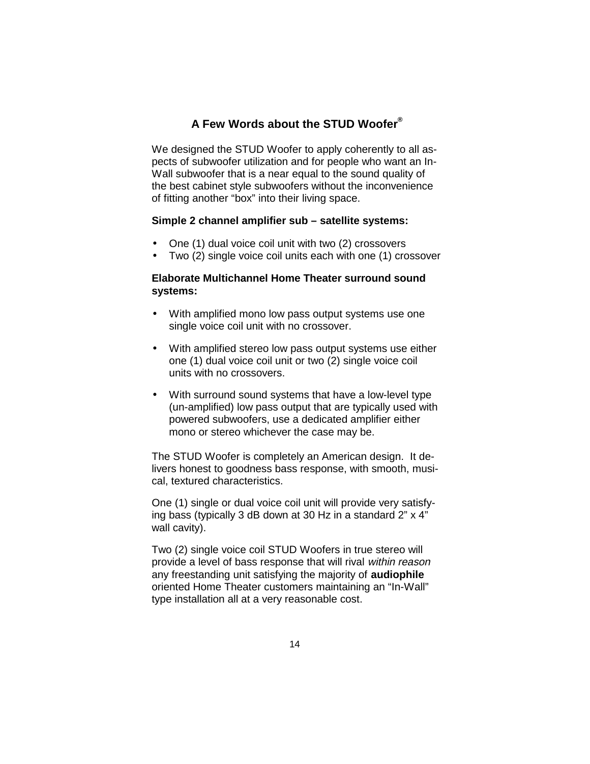## A Few Words about the STUD Woofer®

We designed the STUD Woofer to apply coherently to all aspects of subwoofer utilization and for people who want an In-Wall subwoofer that is a near equal to the sound quality of the best cabinet style subwoofers without the inconvenience of fitting another "box" into their living space.

**Simple 2 channel amplifier sub – satellite systems:**

- One (1) dual voice coil unit with two (2) crossovers
- Two (2) single voice coil units each with one (1) crossover

**Elaborate Multichannel Home Theater surround sound systems:**

- With amplified mono low pass output systems use one single voice coil unit with no crossover.
- With amplified stereo low pass output systems use either one (1) dual voice coil unit or two (2) single voice coil units with no crossovers.
- With surround sound systems that have a low-level type (un-amplified) low pass output that are typically used with powered subwoofers, use a dedicated amplifier either mono or stereo whichever the case may be.

The STUD Woofer is completely an American design. It delivers honest to goodness bass response, with smooth, musical, textured characteristics.

One (1) single or dual voice coil unit will provide very satisfying bass (typically 3 dB down at 30 Hz in a standard 2" x 4" wall cavity).

Two (2) single voice coil STUD Woofers in true stereo will provide a level of bass response that will rival *within reason* any freestanding unit satisfying the majority of **audiophile** oriented Home Theater customers maintaining an "In-Wall" type installation all at a very reasonable cost.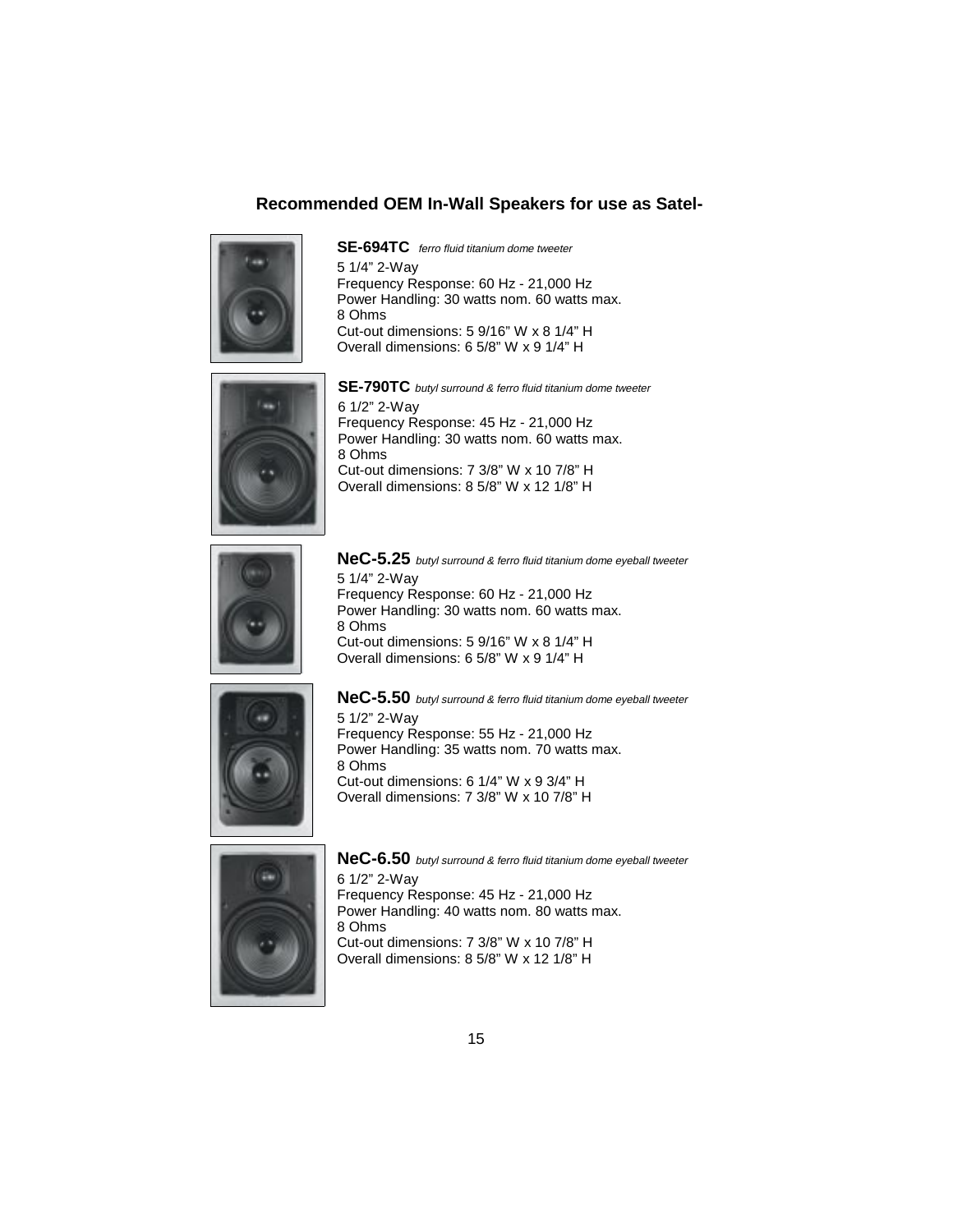## Recommended OEM In-Wall Speakers for use as Satel-

**SE-694TC** *ferro fluid titanium dome tweeter*

5 1/4" 2-Way
Frequency Response: 60 Hz - 21,000 Hz
Power Handling: 30 watts nom. 60 watts max.
8 Ohms
Cut-out dimensions: 5 9/16" W x 8 1/4" H
Overall dimensions: 6 5/8" W x 9 1/4" H

**SE-790TC** *butyl surround & ferro fluid titanium dome tweeter*

6 1/2" 2-Way
Frequency Response: 45 Hz - 21,000 Hz
Power Handling: 30 watts nom. 60 watts max.
8 Ohms
Cut-out dimensions: 7 3/8" W x 10 7/8" H
Overall dimensions: 8 5/8" W x 12 1/8" H

**NeC-5.25** *butyl surround & ferro fluid titanium dome eyeball tweeter*

5 1/4" 2-Way
Frequency Response: 60 Hz - 21,000 Hz
Power Handling: 30 watts nom. 60 watts max.
8 Ohms
Cut-out dimensions: 5 9/16" W x 8 1/4" H
Overall dimensions: 6 5/8" W x 9 1/4" H

**NeC-5.50** *butyl surround & ferro fluid titanium dome eyeball tweeter*

5 1/2" 2-Way
Frequency Response: 55 Hz - 21,000 Hz
Power Handling: 35 watts nom. 70 watts max.
8 Ohms
Cut-out dimensions: 6 1/4" W x 9 3/4" H
Overall dimensions: 7 3/8" W x 10 7/8" H

**NeC-6.50** *butyl surround & ferro fluid titanium dome eyeball tweeter*

6 1/2" 2-Way
Frequency Response: 45 Hz - 21,000 Hz
Power Handling: 40 watts nom. 80 watts max.
8 Ohms
Cut-out dimensions: 7 3/8" W x 10 7/8" H
Overall dimensions: 8 5/8" W x 12 1/8" H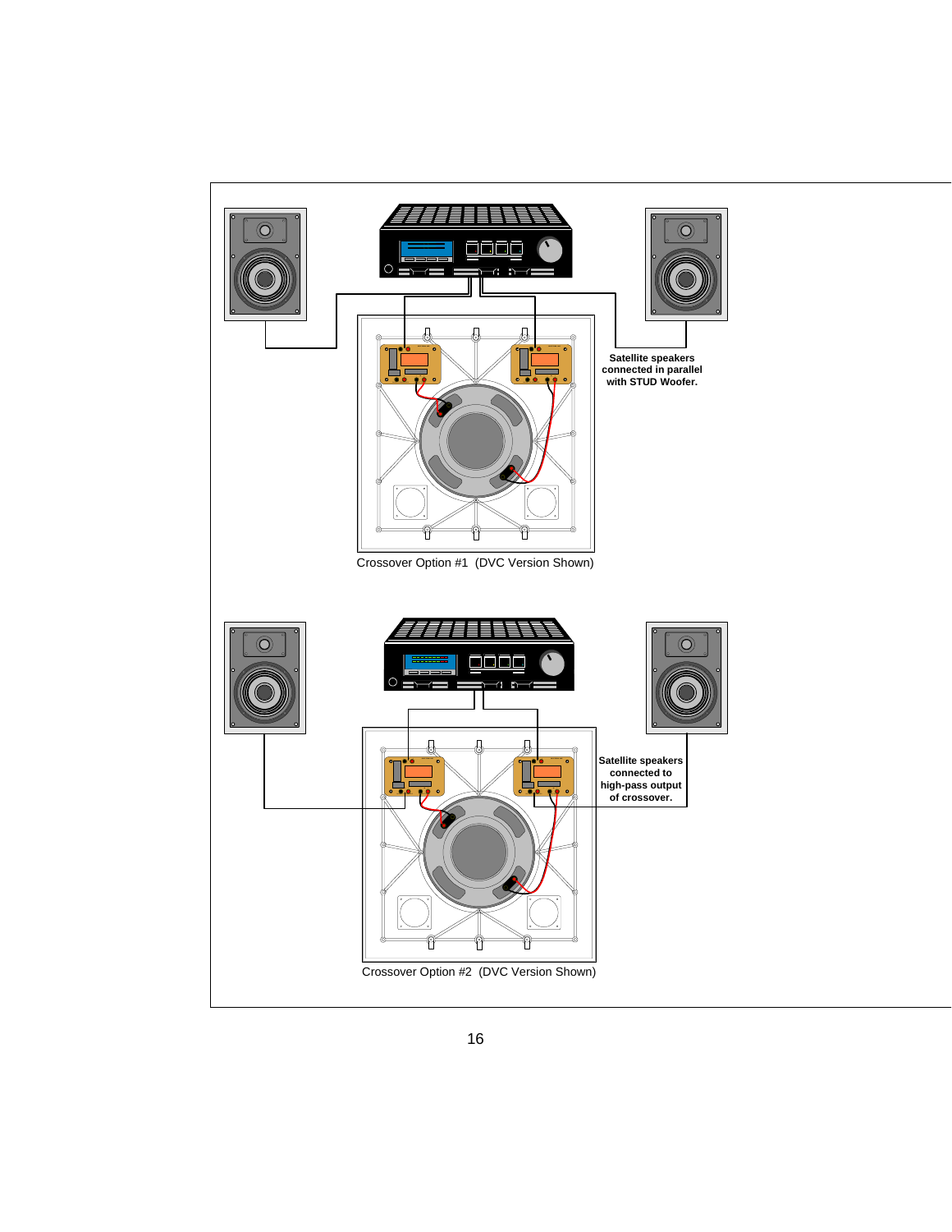Satellite speakers connected in parallel with STUD Woofer.

Crossover Option #1 (DVC Version Shown)

Satellite speakers connected to high-pass output of crossover.

Crossover Option #2 (DVC Version Shown)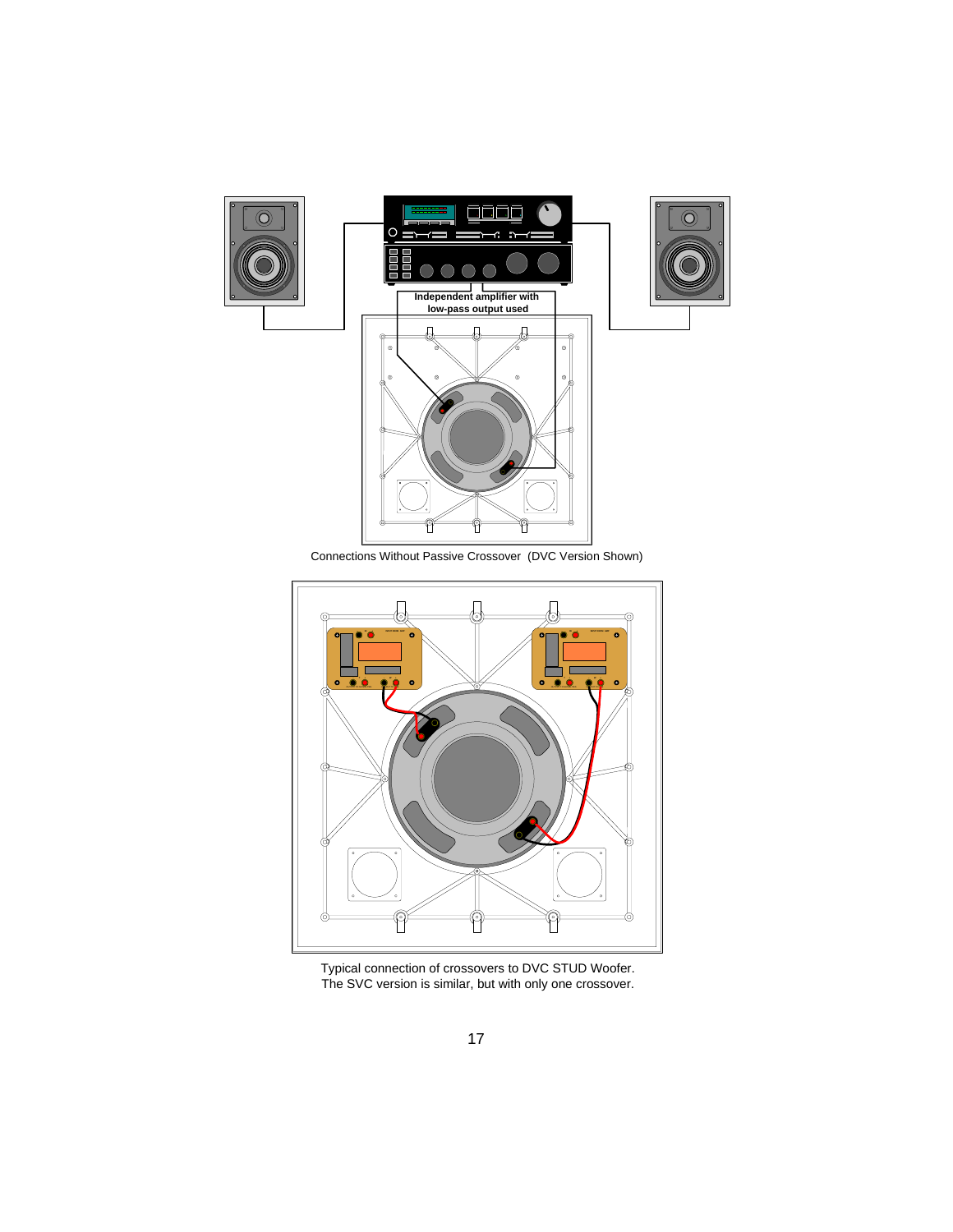Independent amplifier with low-pass output used

Connections Without Passive Crossover (DVC Version Shown)

Typical connection of crossovers to DVC STUD Woofer.
The SVC version is similar, but with only one crossover.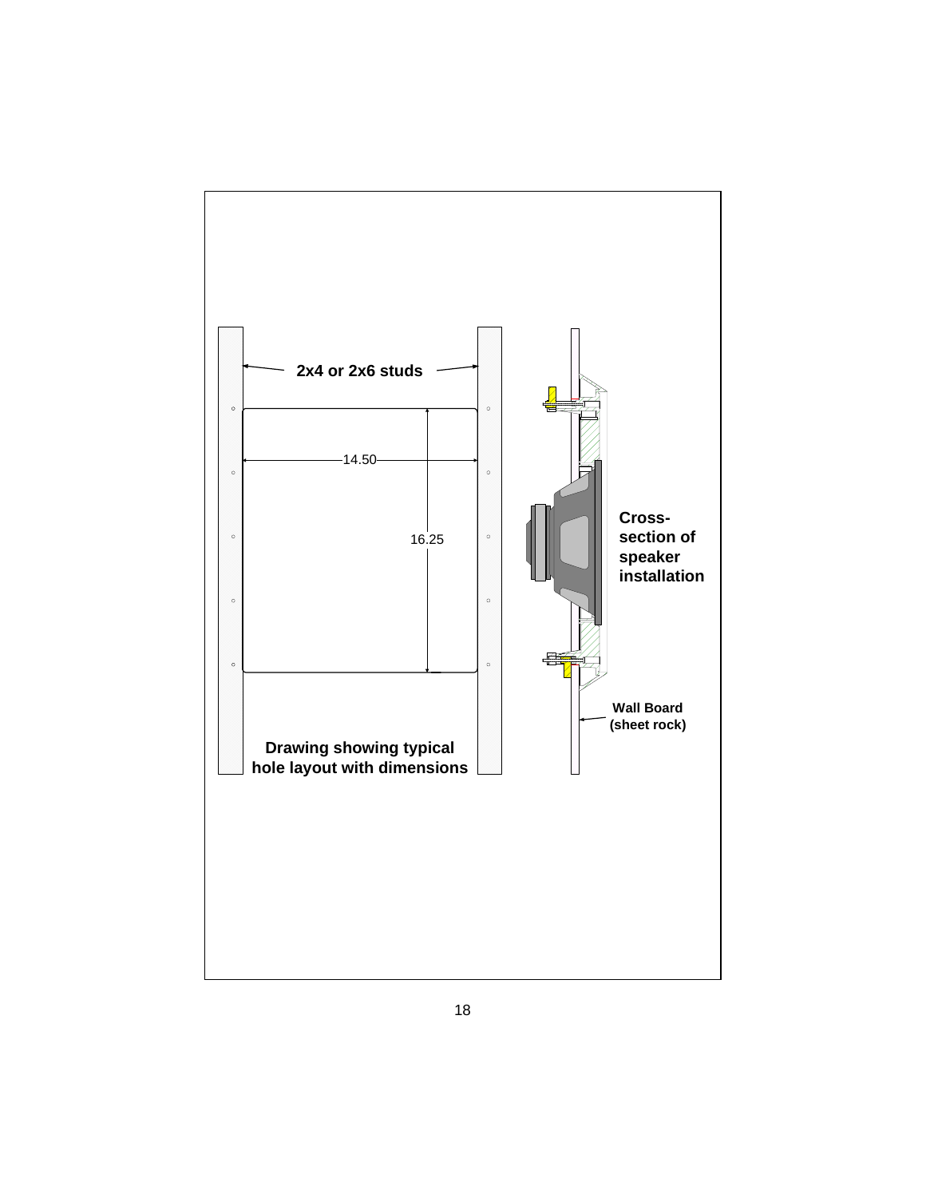2x4 or 2x6 studs

14.50

16.25

Cross-section of speaker installation

Wall Board (sheet rock)

Drawing showing typical hole layout with dimensions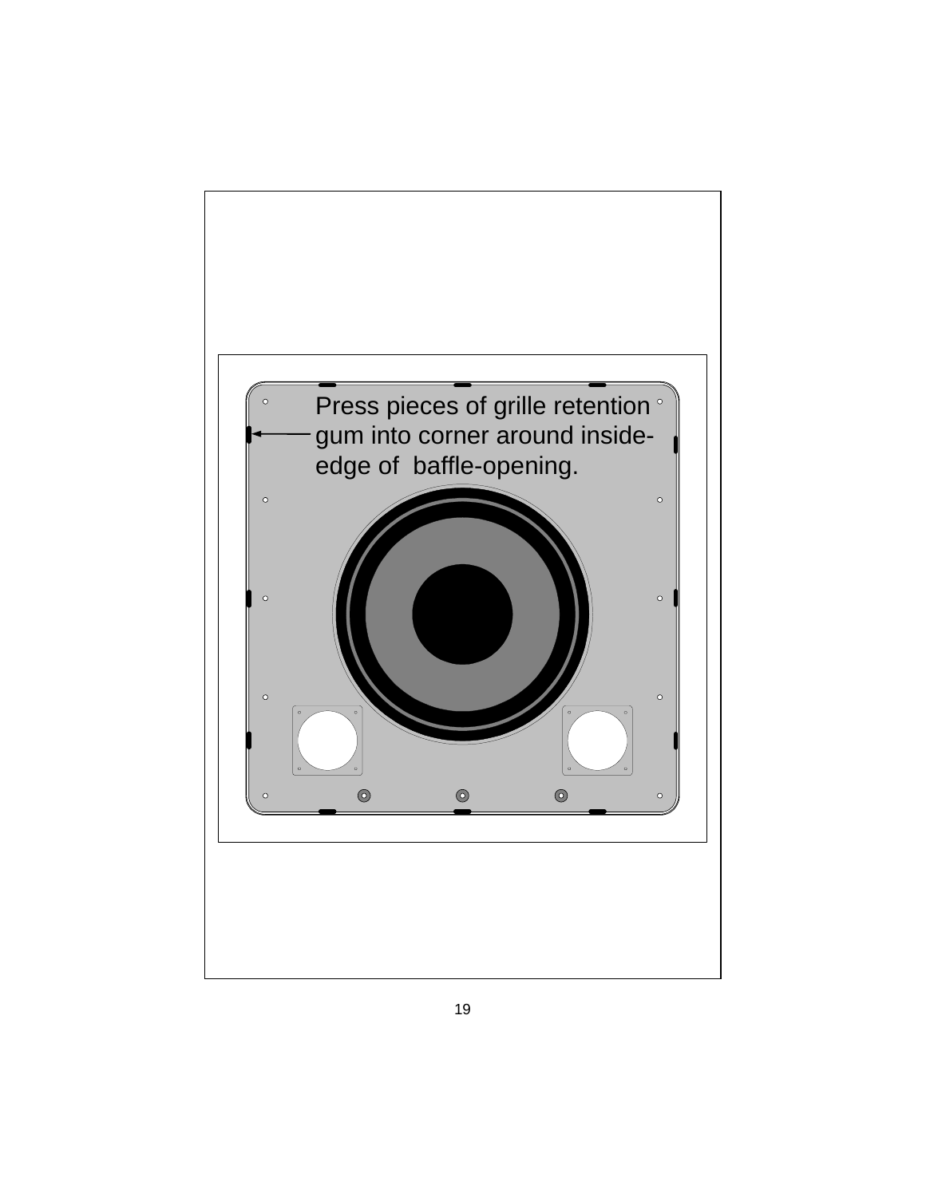Press pieces of grille retention gum into corner around inside-edge of baffle-opening.